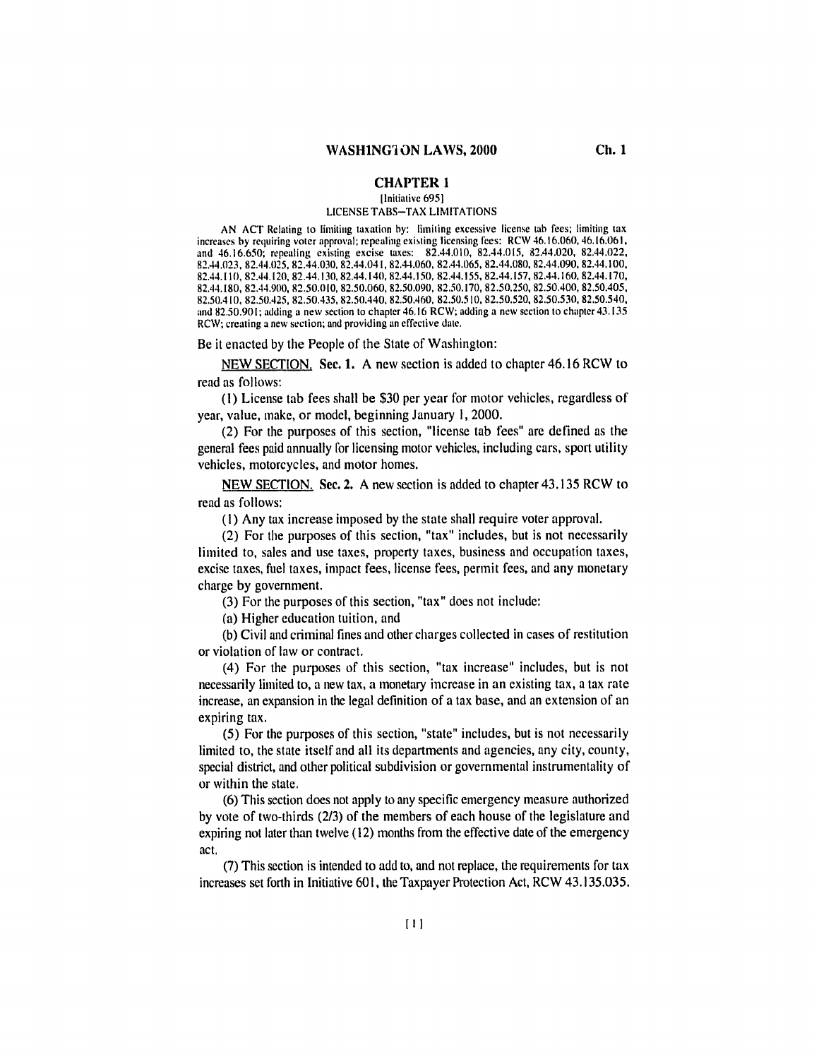## CHAPTER 1

[Initiative 695]

LICENSE TABS—TAX LIMITATIONS

AN ACT Relating to limiting taxation by: limiting excessive license tab fees; limiting tax increases by requiring voter approval; repealing existing licensing fees: RCW 46.16.060, 46.16.061, and 46.16.650; repealing existing excise taxes: 82.44.010, 82.44.015, 82.44.020, 82.44.022, 82.44.023, 82.44.025, 82.44.030, 82.44.041, 82.44.060, 82.44.065, 82.44.080, 82.44.090, 82.44.100, 82.44.110, 82.44.120, 82.44.130, 82.44.140, 82.44.150, 82.44.155, 82.44.157, 82.44.160, 82.44.170, 82.44.180, 82.44.900, 82.50.010, 82.50.060, 82.50.090, 82.50.170, 82.50.250, 82.50.400, 82.50.405, 82.50.410, 82.50.425, 82.50.435, 82.50.440, 82.50.460, 82.50.510, 82.50.520, 82.50.530, 82.50.540, and 82.50.901; adding a new section to chapter 46.16 RCW; adding a new section to chapter 43.135 RCW; creating a new section; and providing an effective date.

Be it enacted by the People of the State of Washington:

NEW SECTION. Sec. 1. A new section is added to chapter 46.16 RCW to read as follows:

(1) License tab fees shall be $30 per year for motor vehicles, regardless of year, value, make, or model, beginning January 1, 2000.

(2) For the purposes of this section, "license tab fees" are defined as the general fees paid annually for licensing motor vehicles, including cars, sport utility vehicles, motorcycles, and motor homes.

NEW SECTION. Sec. 2. A new section is added to chapter 43.135 RCW to read as follows:

(1) Any tax increase imposed by the state shall require voter approval.

(2) For the purposes of this section, "tax" includes, but is not necessarily limited to, sales and use taxes, property taxes, business and occupation taxes, excise taxes, fuel taxes, impact fees, license fees, permit fees, and any monetary charge by government.

(3) For the purposes of this section, "tax" does not include:

(a) Higher education tuition, and

(b) Civil and criminal fines and other charges collected in cases of restitution or violation of law or contract.

(4) For the purposes of this section, "tax increase" includes, but is not necessarily limited to, a new tax, a monetary increase in an existing tax, a tax rate increase, an expansion in the legal definition of a tax base, and an extension of an expiring tax.

(5) For the purposes of this section, "state" includes, but is not necessarily limited to, the state itself and all its departments and agencies, any city, county, special district, and other political subdivision or governmental instrumentality of or within the state.

(6) This section does not apply to any specific emergency measure authorized by vote of two-thirds (2/3) of the members of each house of the legislature and expiring not later than twelve (12) months from the effective date of the emergency act.

(7) This section is intended to add to, and not replace, the requirements for tax increases set forth in Initiative 601, the Taxpayer Protection Act, RCW 43.135.035.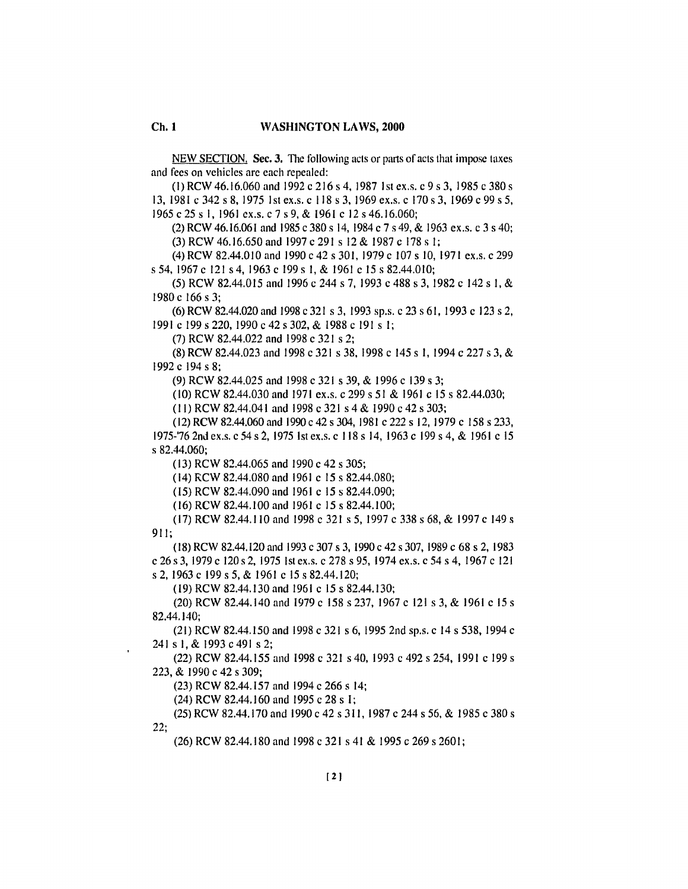NEW SECTION. Sec. 3. The following acts or parts of acts that impose taxes and fees on vehicles are each repealed:

(1) RCW 46.16.060 and 1992 c 216 s 4, 1987 1st ex.s. c 9 s 3, 1985 c 380 s 13, 1981 c 342 s 8, 1975 1st ex.s. c 118 s 3, 1969 ex.s. c 170 s 3, 1969 c 99 s 5, 1965 c 25 s 1, 1961 ex.s. c 7 s 9, & 1961 c 12 s 46.16.060;

(2) RCW 46.16.061 and 1985 c 380 s 14, 1984 c 7 s 49, & 1963 ex.s. c 3 s 40;

(3) RCW 46.16.650 and 1997 c 291 s 12 & 1987 c 178 s 1;

(4) RCW 82.44.010 and 1990 c 42 s 301, 1979 c 107 s 10, 1971 ex.s. c 299 s 54, 1967 c 121 s 4, 1963 c 199 s 1, & 1961 c 15 s 82.44.010;

(5) RCW 82.44.015 and 1996 c 244 s 7, 1993 c 488 s 3, 1982 c 142 s 1, & 1980 c 166 s 3;

(6) RCW 82.44.020 and 1998 c 321 s 3, 1993 sp.s. c 23 s 61, 1993 c 123 s 2, 1991 c 199 s 220, 1990 c 42 s 302, & 1988 c 191 s 1;

(7) RCW 82.44.022 and 1998 c 321 s 2;

(8) RCW 82.44.023 and 1998 c 321 s 38, 1998 c 145 s 1, 1994 c 227 s 3, & 1992 c 194 s 8;

(9) RCW 82.44.025 and 1998 c 321 s 39, & 1996 c 139 s 3;

(10) RCW 82.44.030 and 1971 ex.s. c 299 s 51 & 1961 c 15 s 82.44.030;

(11) RCW 82.44.041 and 1998 c 321 s 4 & 1990 c 42 s 303;

(12) RCW 82.44.060 and 1990 c 42 s 304, 1981 c 222 s 12, 1979 c 158 s 233, 1975-'76 2nd ex.s. c 54 s 2, 1975 1st ex.s. c 118 s 14, 1963 c 199 s 4, & 1961 c 15 s 82.44.060;

(13) RCW 82.44.065 and 1990 c 42 s 305;

(14) RCW 82.44.080 and 1961 c 15 s 82.44.080;

(15) RCW 82.44.090 and 1961 c 15 s 82.44.090;

(16) RCW 82.44.100 and 1961 c 15 s 82.44.100;

(17) RCW 82.44.110 and 1998 c 321 s 5, 1997 c 338 s 68, & 1997 c 149 s 911;

(18) RCW 82.44.120 and 1993 c 307 s 3, 1990 c 42 s 307, 1989 c 68 s 2, 1983 c 26 s 3, 1979 c 120 s 2, 1975 1st ex.s. c 278 s 95, 1974 ex.s. c 54 s 4, 1967 c 121 s 2, 1963 c 199 s 5, & 1961 c 15 s 82.44.120;

(19) RCW 82.44.130 and 1961 c 15 s 82.44.130;

(20) RCW 82.44.140 and 1979 c 158 s 237, 1967 c 121 s 3, & 1961 c 15 s 82.44.140;

(21) RCW 82.44.150 and 1998 c 321 s 6, 1995 2nd sp.s. c 14 s 538, 1994 c 241 s 1, & 1993 c 491 s 2;

(22) RCW 82.44.155 and 1998 c 321 s 40, 1993 c 492 s 254, 1991 c 199 s 223, & 1990 c 42 s 309;

(23) RCW 82.44.157 and 1994 c 266 s 14;

(24) RCW 82.44.160 and 1995 c 28 s 1;

(25) RCW 82.44.170 and 1990 c 42 s 311, 1987 c 244 s 56, & 1985 c 380 s 22;

(26) RCW 82.44.180 and 1998 c 321 s 41 & 1995 c 269 s 2601;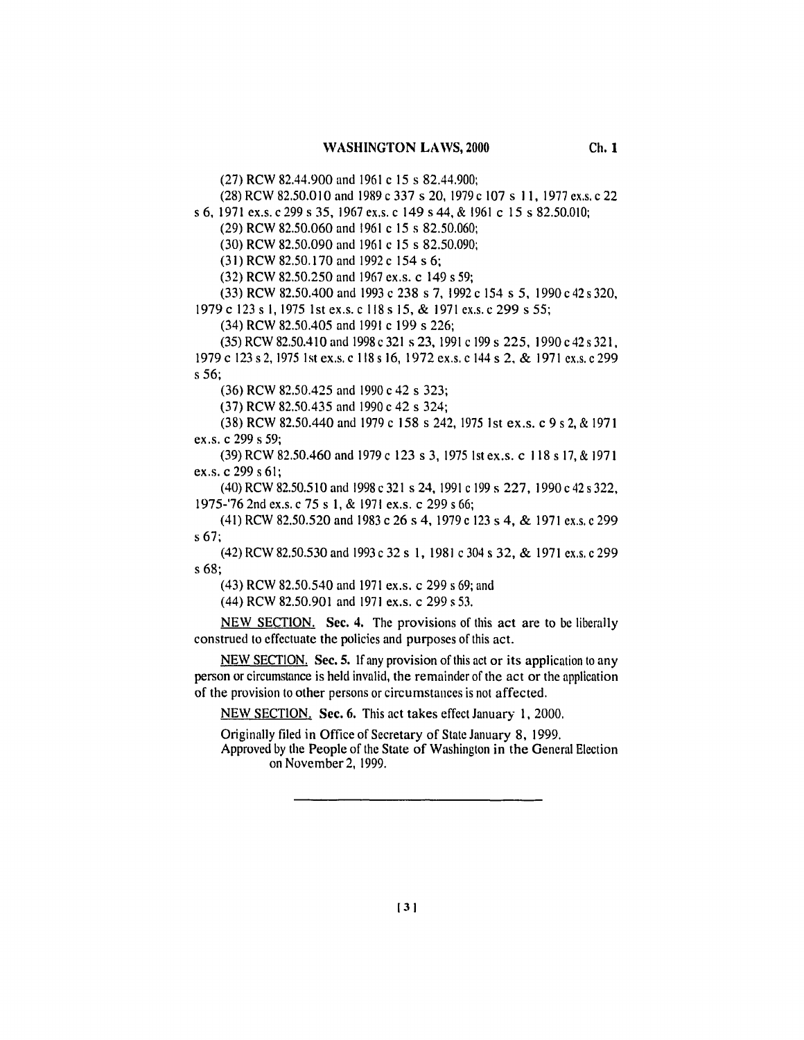(27) RCW 82.44.900 and 1961 c 15 s 82.44.900;

(28) RCW 82.50.010 and 1989 c 337 s 20, 1979 c 107 s 11, 1977 ex.s. c 22 s 6, 1971 ex.s. c 299 s 35, 1967 ex.s. c 149 s 44, & 1961 c 15 s 82.50.010;

(29) RCW 82.50.060 and 1961 c 15 s 82.50.060;

(30) RCW 82.50.090 and 1961 c 15 s 82.50.090;

(31) RCW 82.50.170 and 1992 c 154 s 6;

(32) RCW 82.50.250 and 1967 ex.s. c 149 s 59;

(33) RCW 82.50.400 and 1993 c 238 s 7, 1992 c 154 s 5, 1990 c 42 s 320, 1979 c 123 s 1, 1975 1st ex.s. c 118 s 15, & 1971 ex.s. c 299 s 55;

(34) RCW 82.50.405 and 1991 c 199 s 226;

(35) RCW 82.50.410 and 1998 c 321 s 23, 1991 c 199 s 225, 1990 c 42 s 321, 1979 c 123 s 2, 1975 1st ex.s. c 118 s 16, 1972 ex.s. c 144 s 2, & 1971 ex.s. c 299 s 56;

(36) RCW 82.50.425 and 1990 c 42 s 323;

(37) RCW 82.50.435 and 1990 c 42 s 324;

(38) RCW 82.50.440 and 1979 c 158 s 242, 1975 1st ex.s. c 9 s 2, & 1971 ex.s. c 299 s 59;

(39) RCW 82.50.460 and 1979 c 123 s 3, 1975 1st ex.s. c 118 s 17, & 1971 ex.s. c 299 s 61;

(40) RCW 82.50.510 and 1998 c 321 s 24, 1991 c 199 s 227, 1990 c 42 s 322, 1975-'76 2nd ex.s. c 75 s 1, & 1971 ex.s. c 299 s 66;

(41) RCW 82.50.520 and 1983 c 26 s 4, 1979 c 123 s 4, & 1971 ex.s. c 299 s 67;

(42) RCW 82.50.530 and 1993 c 32 s 1, 1981 c 304 s 32, & 1971 ex.s. c 299 s 68;

(43) RCW 82.50.540 and 1971 ex.s. c 299 s 69; and

(44) RCW 82.50.901 and 1971 ex.s. c 299 s 53.

NEW SECTION. **Sec. 4.** The provisions of this act are to be liberally construed to effectuate the policies and purposes of this act.

NEW SECTION. **Sec. 5.** If any provision of this act or its application to any person or circumstance is held invalid, the remainder of the act or the application of the provision to other persons or circumstances is not affected.

NEW SECTION. **Sec. 6.** This act takes effect January 1, 2000.

Originally filed in Office of Secretary of State January 8, 1999.
Approved by the People of the State of Washington in the General Election on November 2, 1999.